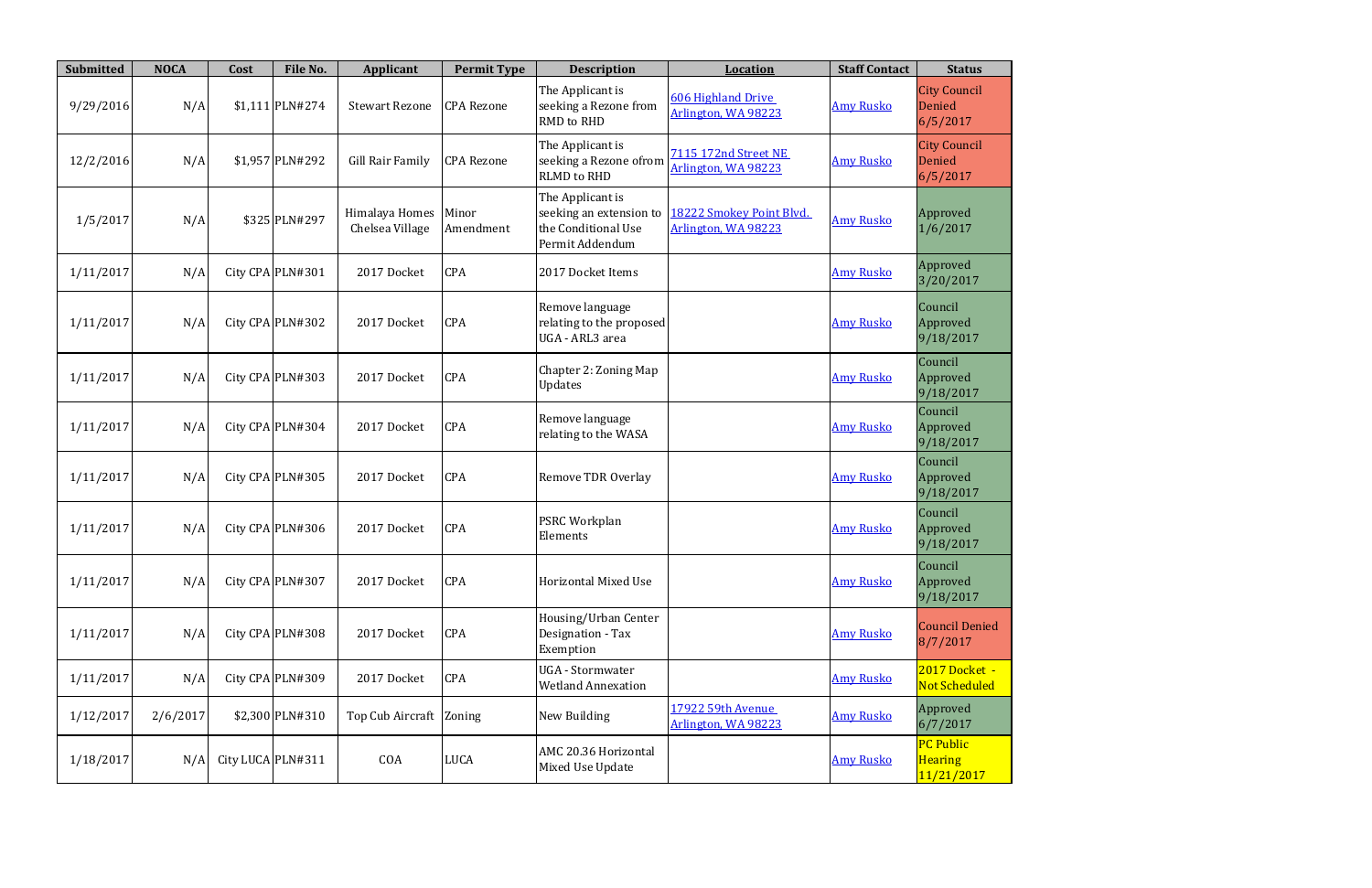| Submitted | NOCA | Cost | File No. | Applicant | Permit Type | Description | Location | Staff Contact | Status |
|---|---|---|---|---|---|---|---|---|---|
| 9/29/2016 | N/A | $1,111 | PLN#274 | Stewart Rezone | CPA Rezone | The Applicant is seeking a Rezone from RMD to RHD | 606 Highland Drive Arlington, WA 98223 | Amy Rusko | City Council Denied 6/5/2017 |
| 12/2/2016 | N/A | $1,957 | PLN#292 | Gill Rair Family | CPA Rezone | The Applicant is seeking a Rezone ofrom RLMD to RHD | 7115 172nd Street NE Arlington, WA 98223 | Amy Rusko | City Council Denied 6/5/2017 |
| 1/5/2017 | N/A | $325 | PLN#297 | Himalaya Homes Chelsea Village | Minor Amendment | The Applicant is seeking an extension to the Conditional Use Permit Addendum | 18222 Smokey Point Blvd. Arlington, WA 98223 | Amy Rusko | Approved 1/6/2017 |
| 1/11/2017 | N/A | City CPA | PLN#301 | 2017 Docket | CPA | 2017 Docket Items | | Amy Rusko | Approved 3/20/2017 |
| 1/11/2017 | N/A | City CPA | PLN#302 | 2017 Docket | CPA | Remove language relating to the proposed UGA - ARL3 area | | Amy Rusko | Council Approved 9/18/2017 |
| 1/11/2017 | N/A | City CPA | PLN#303 | 2017 Docket | CPA | Chapter 2: Zoning Map Updates | | Amy Rusko | Council Approved 9/18/2017 |
| 1/11/2017 | N/A | City CPA | PLN#304 | 2017 Docket | CPA | Remove language relating to the WASA | | Amy Rusko | Council Approved 9/18/2017 |
| 1/11/2017 | N/A | City CPA | PLN#305 | 2017 Docket | CPA | Remove TDR Overlay | | Amy Rusko | Council Approved 9/18/2017 |
| 1/11/2017 | N/A | City CPA | PLN#306 | 2017 Docket | CPA | PSRC Workplan Elements | | Amy Rusko | Council Approved 9/18/2017 |
| 1/11/2017 | N/A | City CPA | PLN#307 | 2017 Docket | CPA | Horizontal Mixed Use | | Amy Rusko | Council Approved 9/18/2017 |
| 1/11/2017 | N/A | City CPA | PLN#308 | 2017 Docket | CPA | Housing/Urban Center Designation - Tax Exemption | | Amy Rusko | Council Denied 8/7/2017 |
| 1/11/2017 | N/A | City CPA | PLN#309 | 2017 Docket | CPA | UGA - Stormwater Wetland Annexation | | Amy Rusko | 2017 Docket - Not Scheduled |
| 1/12/2017 | 2/6/2017 | $2,300 | PLN#310 | Top Cub Aircraft | Zoning | New Building | 17922 59th Avenue Arlington, WA 98223 | Amy Rusko | Approved 6/7/2017 |
| 1/18/2017 | N/A | City LUCA | PLN#311 | COA | LUCA | AMC 20.36 Horizontal Mixed Use Update | | Amy Rusko | PC Public Hearing 11/21/2017 |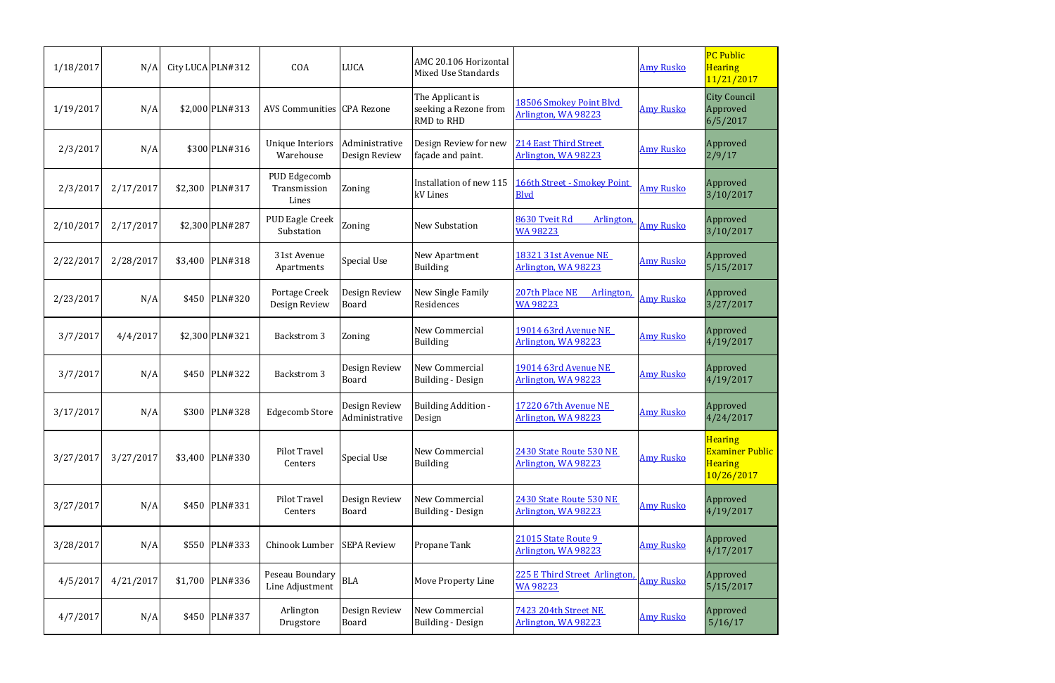| | | | | | | | | | |
|---|---|---|---|---|---|---|---|---|---|
| 1/18/2017 | N/A | City LUCA | PLN#312 | COA | LUCA | AMC 20.106 Horizontal Mixed Use Standards | | Amy Rusko | PC Public Hearing 11/21/2017 |
| 1/19/2017 | N/A | $2,000 | PLN#313 | AVS Communities | CPA Rezone | The Applicant is seeking a Rezone from RMD to RHD | 18506 Smokey Point Blvd Arlington, WA 98223 | Amy Rusko | City Council Approved 6/5/2017 |
| 2/3/2017 | N/A | $300 | PLN#316 | Unique Interiors Warehouse | Administrative Design Review | Design Review for new façade and paint. | 214 East Third Street Arlington, WA 98223 | Amy Rusko | Approved 2/9/17 |
| 2/3/2017 | 2/17/2017 | $2,300 | PLN#317 | PUD Edgecomb Transmission Lines | Zoning | Installation of new 115 kV Lines | 166th Street - Smokey Point Blvd | Amy Rusko | Approved 3/10/2017 |
| 2/10/2017 | 2/17/2017 | $2,300 | PLN#287 | PUD Eagle Creek Substation | Zoning | New Substation | 8630 Tveit Rd Arlington, WA 98223 | Amy Rusko | Approved 3/10/2017 |
| 2/22/2017 | 2/28/2017 | $3,400 | PLN#318 | 31st Avenue Apartments | Special Use | New Apartment Building | 18321 31st Avenue NE Arlington, WA 98223 | Amy Rusko | Approved 5/15/2017 |
| 2/23/2017 | N/A | $450 | PLN#320 | Portage Creek Design Review | Design Review Board | New Single Family Residences | 207th Place NE Arlington, WA 98223 | Amy Rusko | Approved 3/27/2017 |
| 3/7/2017 | 4/4/2017 | $2,300 | PLN#321 | Backstrom 3 | Zoning | New Commercial Building | 19014 63rd Avenue NE Arlington, WA 98223 | Amy Rusko | Approved 4/19/2017 |
| 3/7/2017 | N/A | $450 | PLN#322 | Backstrom 3 | Design Review Board | New Commercial Building - Design | 19014 63rd Avenue NE Arlington, WA 98223 | Amy Rusko | Approved 4/19/2017 |
| 3/17/2017 | N/A | $300 | PLN#328 | Edgecomb Store | Design Review Administrative | Building Addition - Design | 17220 67th Avenue NE Arlington, WA 98223 | Amy Rusko | Approved 4/24/2017 |
| 3/27/2017 | 3/27/2017 | $3,400 | PLN#330 | Pilot Travel Centers | Special Use | New Commercial Building | 2430 State Route 530 NE Arlington, WA 98223 | Amy Rusko | Hearing Examiner Public Hearing 10/26/2017 |
| 3/27/2017 | N/A | $450 | PLN#331 | Pilot Travel Centers | Design Review Board | New Commercial Building - Design | 2430 State Route 530 NE Arlington, WA 98223 | Amy Rusko | Approved 4/19/2017 |
| 3/28/2017 | N/A | $550 | PLN#333 | Chinook Lumber | SEPA Review | Propane Tank | 21015 State Route 9 Arlington, WA 98223 | Amy Rusko | Approved 4/17/2017 |
| 4/5/2017 | 4/21/2017 | $1,700 | PLN#336 | Peseau Boundary Line Adjustment | BLA | Move Property Line | 225 E Third Street Arlington, WA 98223 | Amy Rusko | Approved 5/15/2017 |
| 4/7/2017 | N/A | $450 | PLN#337 | Arlington Drugstore | Design Review Board | New Commercial Building - Design | 7423 204th Street NE Arlington, WA 98223 | Amy Rusko | Approved 5/16/17 |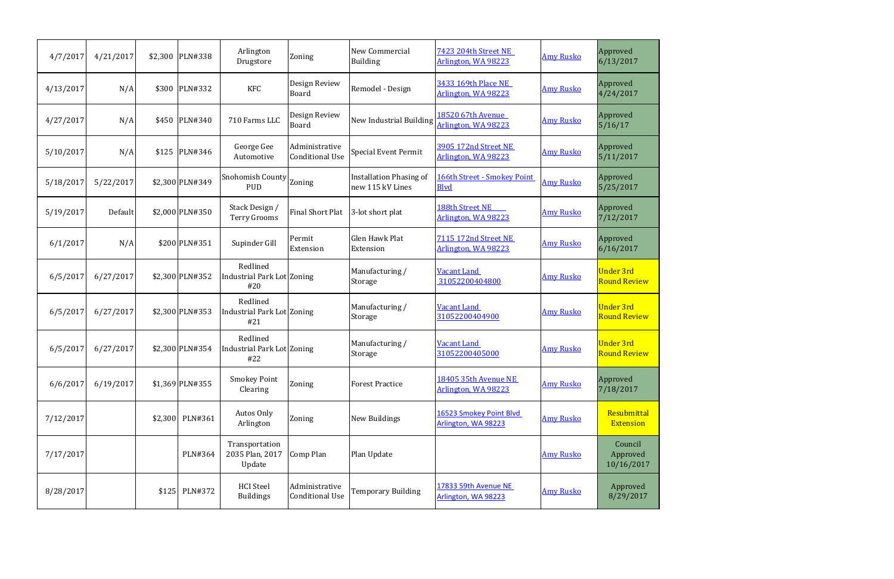| | | | | | | | | | |
|---|---|---|---|---|---|---|---|---|---|
| 4/7/2017 | 4/21/2017 | $2,300 | PLN#338 | Arlington Drugstore | Zoning | New Commercial Building | 7423 204th Street NE Arlington, WA 98223 | Amy Rusko | Approved 6/13/2017 |
| 4/13/2017 | N/A | $300 | PLN#332 | KFC | Design Review Board | Remodel - Design | 3433 169th Place NE Arlington, WA 98223 | Amy Rusko | Approved 4/24/2017 |
| 4/27/2017 | N/A | $450 | PLN#340 | 710 Farms LLC | Design Review Board | New Industrial Building | 18520 67th Avenue Arlington, WA 98223 | Amy Rusko | Approved 5/16/17 |
| 5/10/2017 | N/A | $125 | PLN#346 | George Gee Automotive | Administrative Conditional Use | Special Event Permit | 3905 172nd Street NE Arlington, WA 98223 | Amy Rusko | Approved 5/11/2017 |
| 5/18/2017 | 5/22/2017 | $2,300 | PLN#349 | Snohomish County PUD | Zoning | Installation Phasing of new 115 kV Lines | 166th Street - Smokey Point Blvd | Amy Rusko | Approved 5/25/2017 |
| 5/19/2017 | Default | $2,000 | PLN#350 | Stack Design / Terry Grooms | Final Short Plat | 3-lot short plat | 188th Street NE Arlington, WA 98223 | Amy Rusko | Approved 7/12/2017 |
| 6/1/2017 | N/A | $200 | PLN#351 | Supinder Gill | Permit Extension | Glen Hawk Plat Extension | 7115 172nd Street NE Arlington, WA 98223 | Amy Rusko | Approved 6/16/2017 |
| 6/5/2017 | 6/27/2017 | $2,300 | PLN#352 | Redlined Industrial Park Lot #20 | Zoning | Manufacturing / Storage | Vacant Land 31052200404800 | Amy Rusko | Under 3rd Round Review |
| 6/5/2017 | 6/27/2017 | $2,300 | PLN#353 | Redlined Industrial Park Lot #21 | Zoning | Manufacturing / Storage | Vacant Land 31052200404900 | Amy Rusko | Under 3rd Round Review |
| 6/5/2017 | 6/27/2017 | $2,300 | PLN#354 | Redlined Industrial Park Lot #22 | Zoning | Manufacturing / Storage | Vacant Land 31052200405000 | Amy Rusko | Under 3rd Round Review |
| 6/6/2017 | 6/19/2017 | $1,369 | PLN#355 | Smokey Point Clearing | Zoning | Forest Practice | 18405 35th Avenue NE Arlington, WA 98223 | Amy Rusko | Approved 7/18/2017 |
| 7/12/2017 | | $2,300 | PLN#361 | Autos Only Arlington | Zoning | New Buildings | 16523 Smokey Point Blvd Arlington, WA 98223 | Amy Rusko | Resubmittal Extension |
| 7/17/2017 | | | PLN#364 | Transportation 2035 Plan, 2017 Update | Comp Plan | Plan Update | | Amy Rusko | Council Approved 10/16/2017 |
| 8/28/2017 | | $125 | PLN#372 | HCI Steel Buildings | Administrative Conditional Use | Temporary Building | 17833 59th Avenue NE Arlington, WA 98223 | Amy Rusko | Approved 8/29/2017 |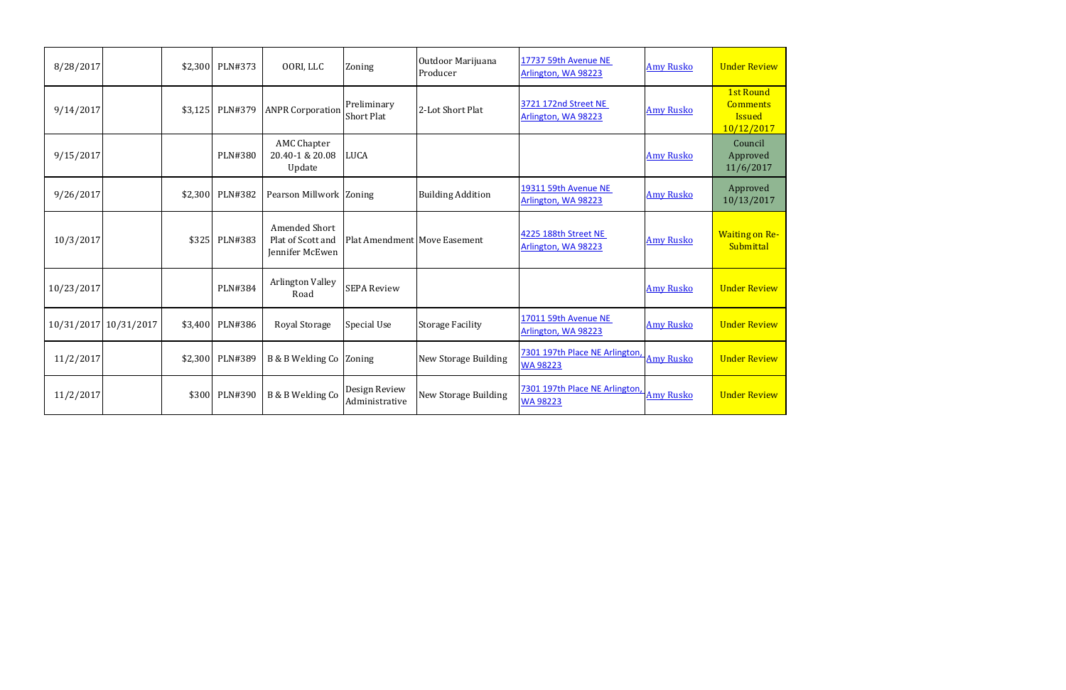| | | | | | | | | | |
|---|---|---|---|---|---|---|---|---|---|
| 8/28/2017 | | $2,300 | PLN#373 | OORI, LLC | Zoning | Outdoor Marijuana Producer | 17737 59th Avenue NE Arlington, WA 98223 | Amy Rusko | Under Review |
| 9/14/2017 | | $3,125 | PLN#379 | ANPR Corporation | Preliminary Short Plat | 2-Lot Short Plat | 3721 172nd Street NE Arlington, WA 98223 | Amy Rusko | 1st Round Comments Issued 10/12/2017 |
| 9/15/2017 | | | PLN#380 | AMC Chapter 20.40-1 & 20.08 Update | LUCA | | | Amy Rusko | Council Approved 11/6/2017 |
| 9/26/2017 | | $2,300 | PLN#382 | Pearson Millwork | Zoning | Building Addition | 19311 59th Avenue NE Arlington, WA 98223 | Amy Rusko | Approved 10/13/2017 |
| 10/3/2017 | | $325 | PLN#383 | Amended Short Plat of Scott and Jennifer McEwen | Plat Amendment | Move Easement | 4225 188th Street NE Arlington, WA 98223 | Amy Rusko | Waiting on Re-Submittal |
| 10/23/2017 | | | PLN#384 | Arlington Valley Road | SEPA Review | | | Amy Rusko | Under Review |
| 10/31/2017 | 10/31/2017 | $3,400 | PLN#386 | Royal Storage | Special Use | Storage Facility | 17011 59th Avenue NE Arlington, WA 98223 | Amy Rusko | Under Review |
| 11/2/2017 | | $2,300 | PLN#389 | B & B Welding Co | Zoning | New Storage Building | 7301 197th Place NE Arlington, WA 98223 | Amy Rusko | Under Review |
| 11/2/2017 | | $300 | PLN#390 | B & B Welding Co | Design Review Administrative | New Storage Building | 7301 197th Place NE Arlington, WA 98223 | Amy Rusko | Under Review |